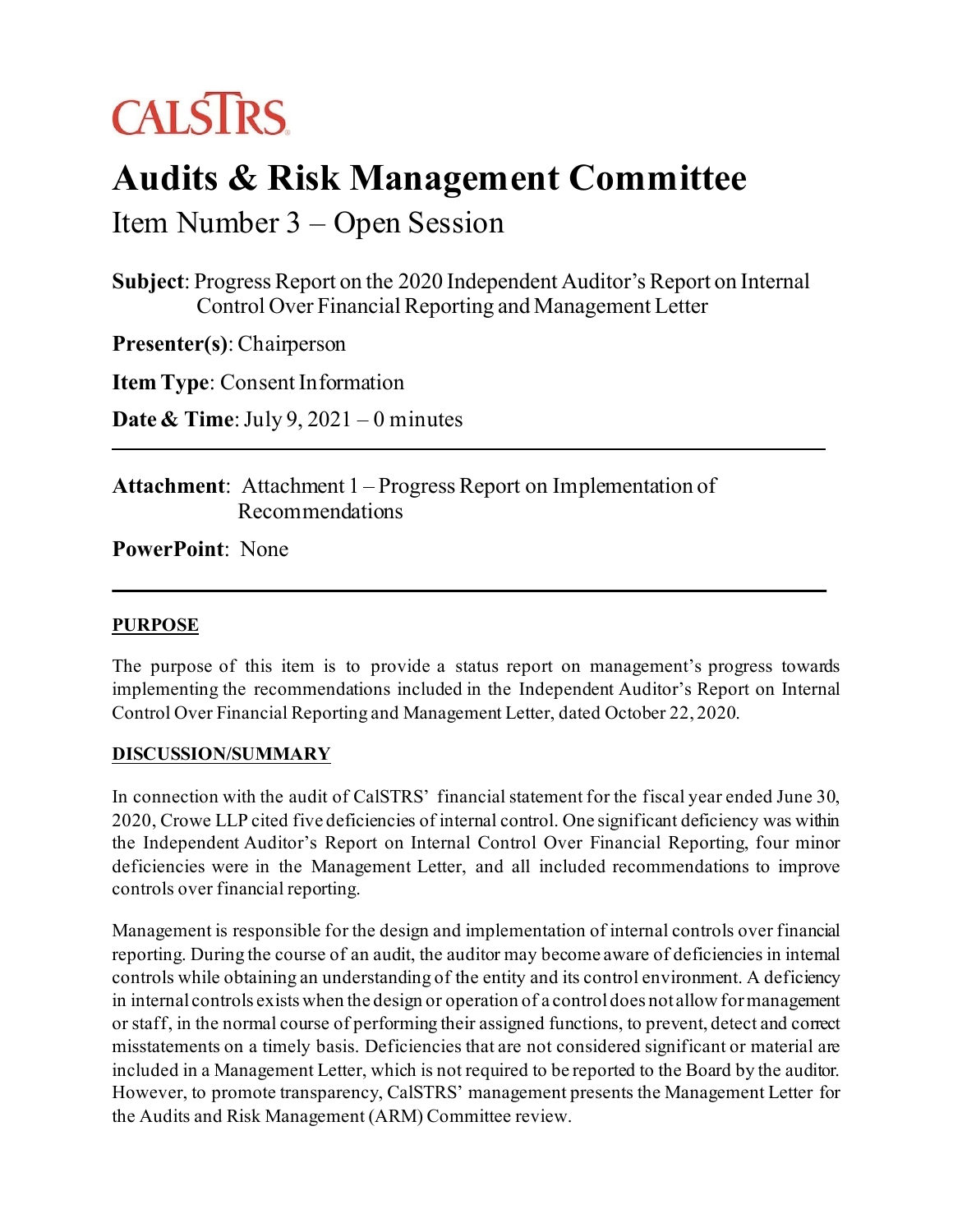CALSTRS

# Audits & Risk Management Committee

## Item Number 3 – Open Session

**Subject**: Progress Report on the 2020 Independent Auditor's Report on Internal Control Over Financial Reporting and Management Letter

**Presenter(s)**: Chairperson

**Item Type**: Consent Information

**Date & Time**: July 9, 2021 – 0 minutes

---

**Attachment**: Attachment 1 – Progress Report on Implementation of Recommendations

**PowerPoint**: None

---

### PURPOSE

The purpose of this item is to provide a status report on management's progress towards implementing the recommendations included in the Independent Auditor's Report on Internal Control Over Financial Reporting and Management Letter, dated October 22, 2020.

### DISCUSSION/SUMMARY

In connection with the audit of CalSTRS' financial statement for the fiscal year ended June 30, 2020, Crowe LLP cited five deficiencies of internal control. One significant deficiency was within the Independent Auditor's Report on Internal Control Over Financial Reporting, four minor deficiencies were in the Management Letter, and all included recommendations to improve controls over financial reporting.

Management is responsible for the design and implementation of internal controls over financial reporting. During the course of an audit, the auditor may become aware of deficiencies in internal controls while obtaining an understanding of the entity and its control environment. A deficiency in internal controls exists when the design or operation of a control does not allow for management or staff, in the normal course of performing their assigned functions, to prevent, detect and correct misstatements on a timely basis. Deficiencies that are not considered significant or material are included in a Management Letter, which is not required to be reported to the Board by the auditor. However, to promote transparency, CalSTRS' management presents the Management Letter for the Audits and Risk Management (ARM) Committee review.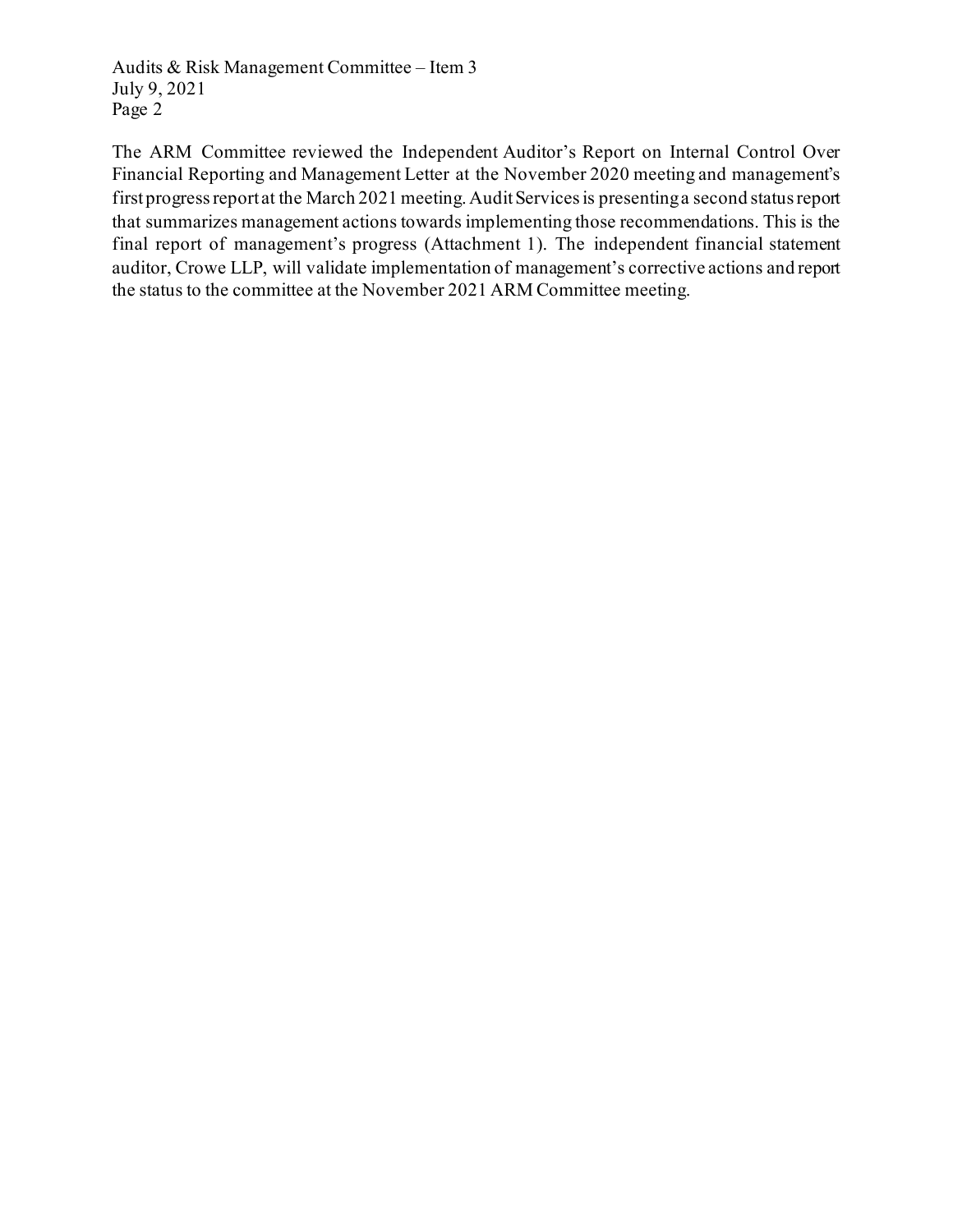The ARM Committee reviewed the Independent Auditor's Report on Internal Control Over Financial Reporting and Management Letter at the November 2020 meeting and management's first progress report at the March 2021 meeting. Audit Services is presenting a second status report that summarizes management actions towards implementing those recommendations. This is the final report of management's progress (Attachment 1). The independent financial statement auditor, Crowe LLP, will validate implementation of management's corrective actions and report the status to the committee at the November 2021 ARM Committee meeting.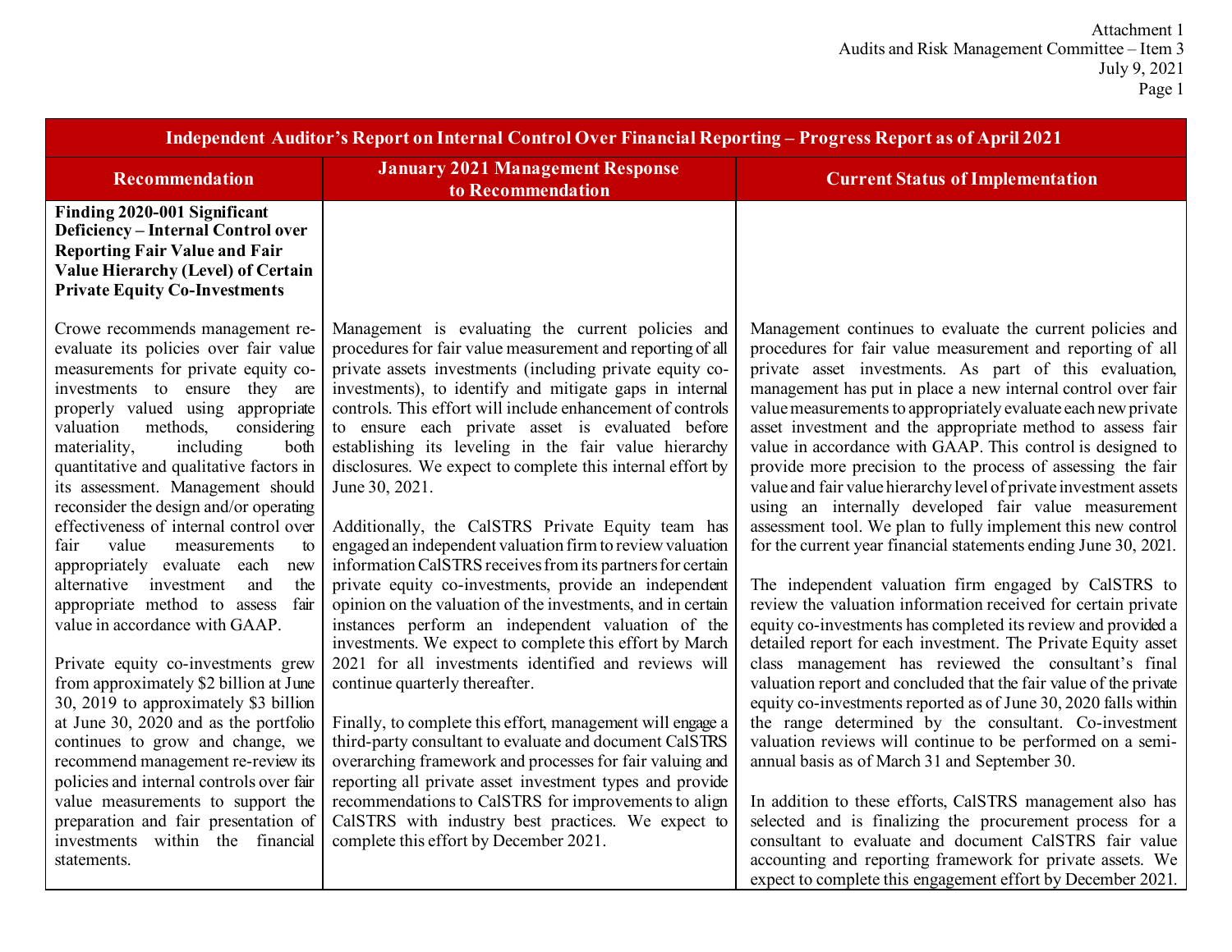| Independent Auditor's Report on Internal Control Over Financial Reporting – Progress Report as of April 2021 | | |
|---|---|---|
| **Recommendation** | **January 2021 Management Response to Recommendation** | **Current Status of Implementation** |
| **Finding 2020-001 Significant Deficiency – Internal Control over Reporting Fair Value and Fair Value Hierarchy (Level) of Certain Private Equity Co-Investments** | | |
| Crowe recommends management re-evaluate its policies over fair value measurements for private equity co-investments to ensure they are properly valued using appropriate valuation methods, considering materiality, including both quantitative and qualitative factors in its assessment. Management should reconsider the design and/or operating effectiveness of internal control over fair value measurements to appropriately evaluate each new alternative investment and the appropriate method to assess fair value in accordance with GAAP.<br><br>Private equity co-investments grew from approximately $2 billion at June 30, 2019 to approximately $3 billion at June 30, 2020 and as the portfolio continues to grow and change, we recommend management re-review its policies and internal controls over fair value measurements to support the preparation and fair presentation of investments within the financial statements. | Management is evaluating the current policies and procedures for fair value measurement and reporting of all private assets investments (including private equity co-investments), to identify and mitigate gaps in internal controls. This effort will include enhancement of controls to ensure each private asset is evaluated before establishing its leveling in the fair value hierarchy disclosures. We expect to complete this internal effort by June 30, 2021.<br><br>Additionally, the CalSTRS Private Equity team has engaged an independent valuation firm to review valuation information CalSTRS receives from its partners for certain private equity co-investments, provide an independent opinion on the valuation of the investments, and in certain instances perform an independent valuation of the investments. We expect to complete this effort by March 2021 for all investments identified and reviews will continue quarterly thereafter.<br><br>Finally, to complete this effort, management will engage a third-party consultant to evaluate and document CalSTRS overarching framework and processes for fair valuing and reporting all private asset investment types and provide recommendations to CalSTRS for improvements to align CalSTRS with industry best practices. We expect to complete this effort by December 2021. | Management continues to evaluate the current policies and procedures for fair value measurement and reporting of all private asset investments. As part of this evaluation, management has put in place a new internal control over fair value measurements to appropriately evaluate each new private asset investment and the appropriate method to assess fair value in accordance with GAAP. This control is designed to provide more precision to the process of assessing the fair value and fair value hierarchy level of private investment assets using an internally developed fair value measurement assessment tool. We plan to fully implement this new control for the current year financial statements ending June 30, 2021.<br><br>The independent valuation firm engaged by CalSTRS to review the valuation information received for certain private equity co-investments has completed its review and provided a detailed report for each investment. The Private Equity asset class management has reviewed the consultant's final valuation report and concluded that the fair value of the private equity co-investments reported as of June 30, 2020 falls within the range determined by the consultant. Co-investment valuation reviews will continue to be performed on a semi-annual basis as of March 31 and September 30.<br><br>In addition to these efforts, CalSTRS management also has selected and is finalizing the procurement process for a consultant to evaluate and document CalSTRS fair value accounting and reporting framework for private assets. We expect to complete this engagement effort by December 2021. |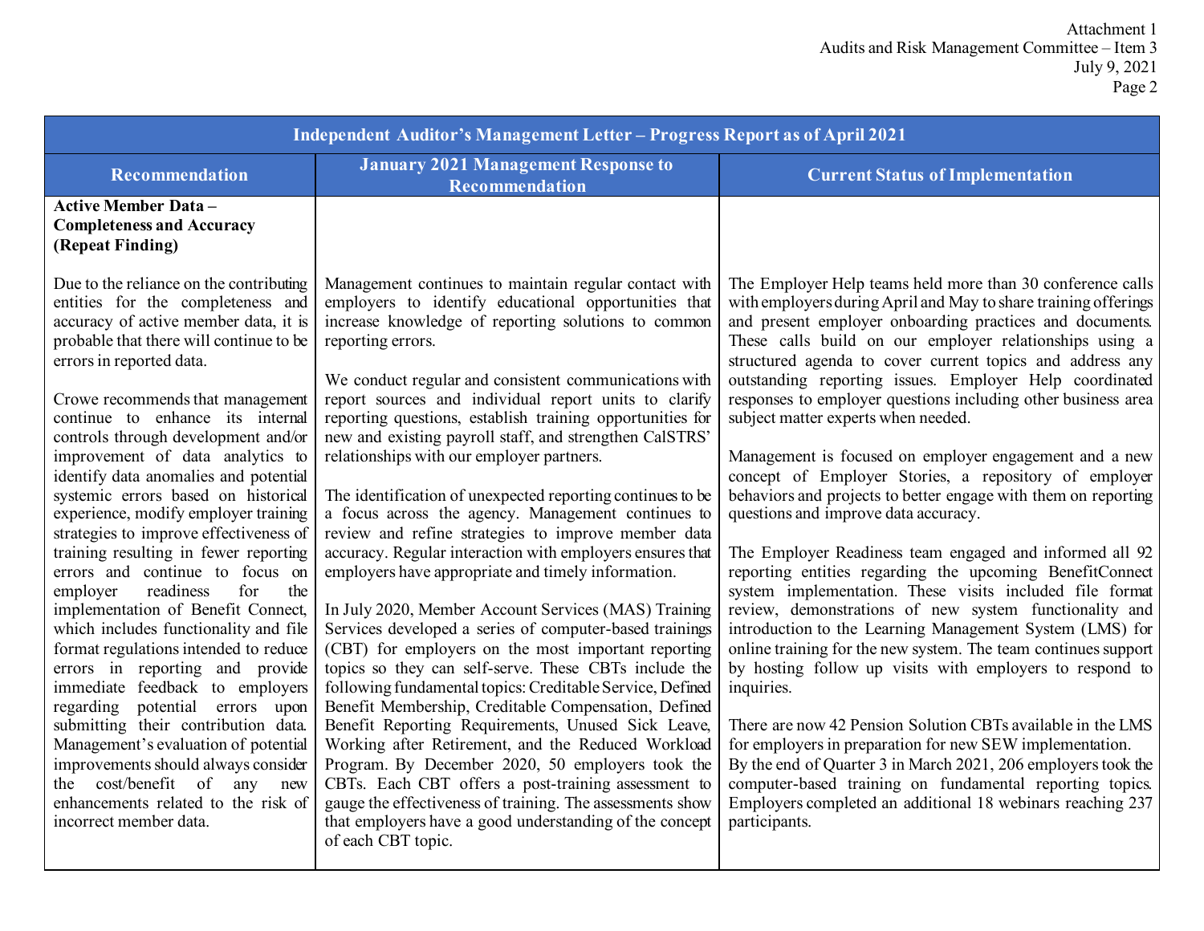| Independent Auditor's Management Letter – Progress Report as of April 2021 | | |
|---|---|---|
| **Recommendation** | **January 2021 Management Response to Recommendation** | **Current Status of Implementation** |
| **Active Member Data – Completeness and Accuracy (Repeat Finding)**<br><br>Due to the reliance on the contributing entities for the completeness and accuracy of active member data, it is probable that there will continue to be errors in reported data.<br><br>Crowe recommends that management continue to enhance its internal controls through development and/or improvement of data analytics to identify data anomalies and potential systemic errors based on historical experience, modify employer training strategies to improve effectiveness of training resulting in fewer reporting errors and continue to focus on employer readiness for the implementation of Benefit Connect, which includes functionality and file format regulations intended to reduce errors in reporting and provide immediate feedback to employers regarding potential errors upon submitting their contribution data. Management's evaluation of potential improvements should always consider the cost/benefit of any new enhancements related to the risk of incorrect member data. | Management continues to maintain regular contact with employers to identify educational opportunities that increase knowledge of reporting solutions to common reporting errors.<br><br>We conduct regular and consistent communications with report sources and individual report units to clarify reporting questions, establish training opportunities for new and existing payroll staff, and strengthen CalSTRS' relationships with our employer partners.<br><br>The identification of unexpected reporting continues to be a focus across the agency. Management continues to review and refine strategies to improve member data accuracy. Regular interaction with employers ensures that employers have appropriate and timely information.<br><br>In July 2020, Member Account Services (MAS) Training Services developed a series of computer-based trainings (CBT) for employers on the most important reporting topics so they can self-serve. These CBTs include the following fundamental topics: Creditable Service, Defined Benefit Membership, Creditable Compensation, Defined Benefit Reporting Requirements, Unused Sick Leave, Working after Retirement, and the Reduced Workload Program. By December 2020, 50 employers took the CBTs. Each CBT offers a post-training assessment to gauge the effectiveness of training. The assessments show that employers have a good understanding of the concept of each CBT topic. | The Employer Help teams held more than 30 conference calls with employers during April and May to share training offerings and present employer onboarding practices and documents. These calls build on our employer relationships using a structured agenda to cover current topics and address any outstanding reporting issues. Employer Help coordinated responses to employer questions including other business area subject matter experts when needed.<br><br>Management is focused on employer engagement and a new concept of Employer Stories, a repository of employer behaviors and projects to better engage with them on reporting questions and improve data accuracy.<br><br>The Employer Readiness team engaged and informed all 92 reporting entities regarding the upcoming BenefitConnect system implementation. These visits included file format review, demonstrations of new system functionality and introduction to the Learning Management System (LMS) for online training for the new system. The team continues support by hosting follow up visits with employers to respond to inquiries.<br><br>There are now 42 Pension Solution CBTs available in the LMS for employers in preparation for new SEW implementation. By the end of Quarter 3 in March 2021, 206 employers took the computer-based training on fundamental reporting topics. Employers completed an additional 18 webinars reaching 237 participants. |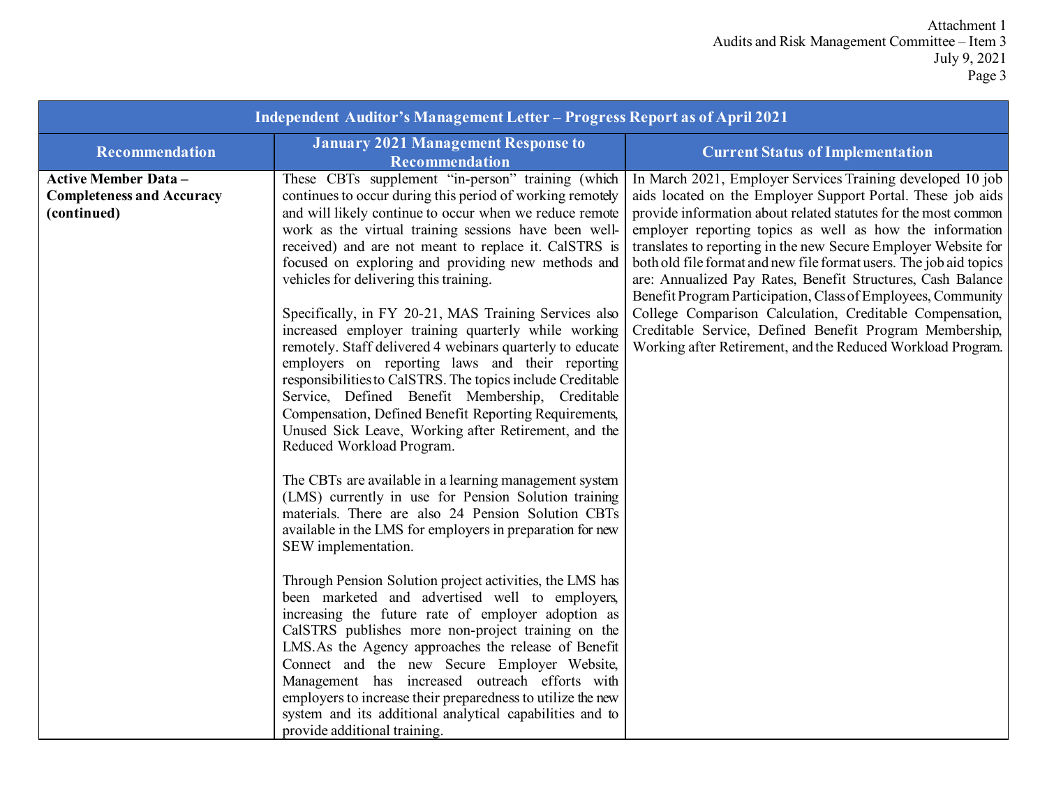| Independent Auditor's Management Letter – Progress Report as of April 2021 | | |
|---|---|---|
| **Recommendation** | **January 2021 Management Response to Recommendation** | **Current Status of Implementation** |
| **Active Member Data – Completeness and Accuracy (continued)** | These CBTs supplement "in-person" training (which continues to occur during this period of working remotely and will likely continue to occur when we reduce remote work as the virtual training sessions have been well-received) and are not meant to replace it. CalSTRS is focused on exploring and providing new methods and vehicles for delivering this training.<br><br>Specifically, in FY 20-21, MAS Training Services also increased employer training quarterly while working remotely. Staff delivered 4 webinars quarterly to educate employers on reporting laws and their reporting responsibilities to CalSTRS. The topics include Creditable Service, Defined Benefit Membership, Creditable Compensation, Defined Benefit Reporting Requirements, Unused Sick Leave, Working after Retirement, and the Reduced Workload Program.<br><br>The CBTs are available in a learning management system (LMS) currently in use for Pension Solution training materials. There are also 24 Pension Solution CBTs available in the LMS for employers in preparation for new SEW implementation.<br><br>Through Pension Solution project activities, the LMS has been marketed and advertised well to employers, increasing the future rate of employer adoption as CalSTRS publishes more non-project training on the LMS. As the Agency approaches the release of Benefit Connect and the new Secure Employer Website, Management has increased outreach efforts with employers to increase their preparedness to utilize the new system and its additional analytical capabilities and to provide additional training. | In March 2021, Employer Services Training developed 10 job aids located on the Employer Support Portal. These job aids provide information about related statutes for the most common employer reporting topics as well as how the information translates to reporting in the new Secure Employer Website for both old file format and new file format users. The job aid topics are: Annualized Pay Rates, Benefit Structures, Cash Balance Benefit Program Participation, Class of Employees, Community College Comparison Calculation, Creditable Compensation, Creditable Service, Defined Benefit Program Membership, Working after Retirement, and the Reduced Workload Program. |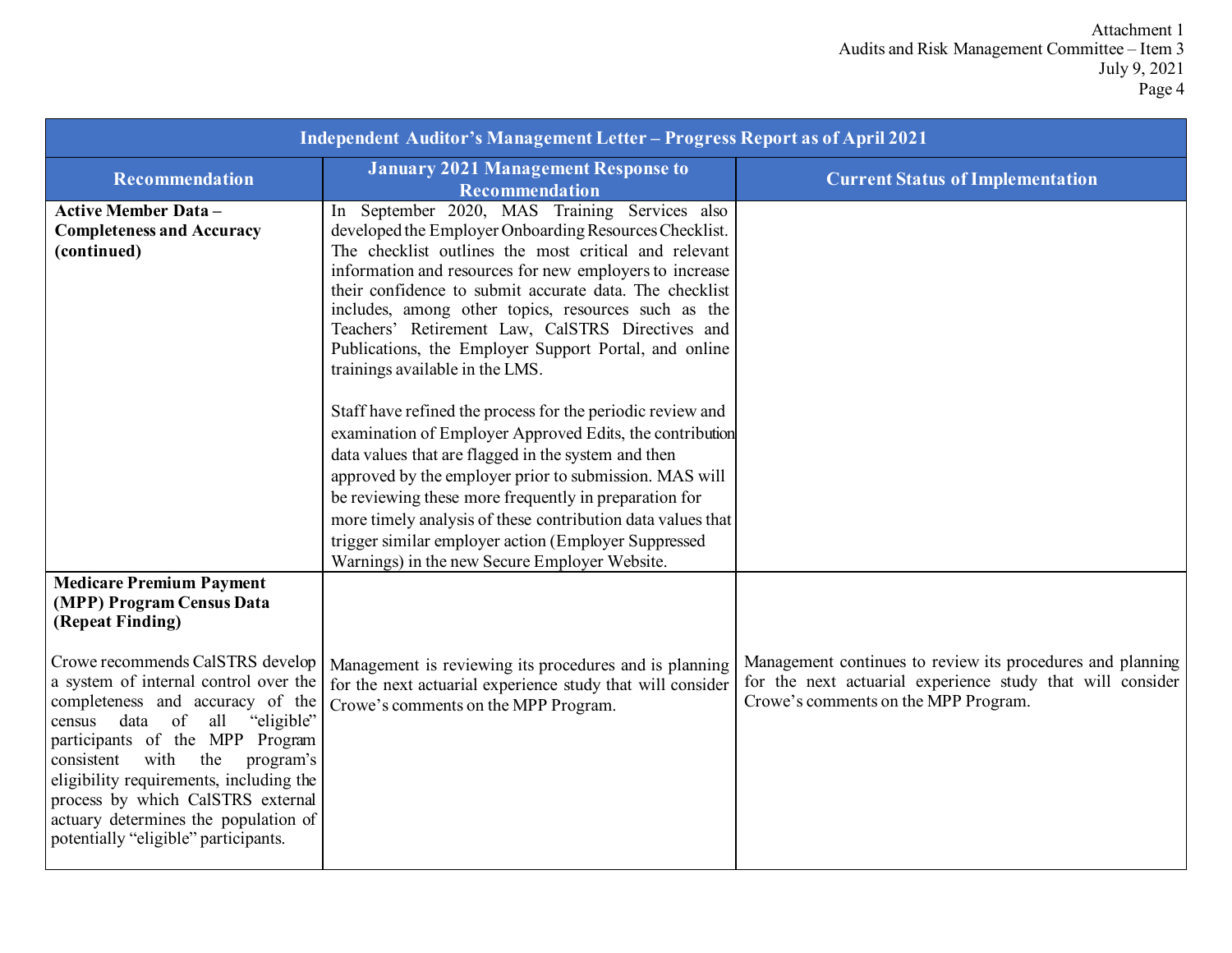| Independent Auditor's Management Letter – Progress Report as of April 2021 | | |
|---|---|---|
| **Recommendation** | **January 2021 Management Response to Recommendation** | **Current Status of Implementation** |
| **Active Member Data – Completeness and Accuracy (continued)** | In September 2020, MAS Training Services also developed the Employer Onboarding Resources Checklist. The checklist outlines the most critical and relevant information and resources for new employers to increase their confidence to submit accurate data. The checklist includes, among other topics, resources such as the Teachers' Retirement Law, CalSTRS Directives and Publications, the Employer Support Portal, and online trainings available in the LMS.<br><br>Staff have refined the process for the periodic review and examination of Employer Approved Edits, the contribution data values that are flagged in the system and then approved by the employer prior to submission. MAS will be reviewing these more frequently in preparation for more timely analysis of these contribution data values that trigger similar employer action (Employer Suppressed Warnings) in the new Secure Employer Website. | |
| **Medicare Premium Payment (MPP) Program Census Data (Repeat Finding)**<br><br>Crowe recommends CalSTRS develop a system of internal control over the completeness and accuracy of the census data of all "eligible" participants of the MPP Program consistent with the program's eligibility requirements, including the process by which CalSTRS external actuary determines the population of potentially "eligible" participants. | Management is reviewing its procedures and is planning for the next actuarial experience study that will consider Crowe's comments on the MPP Program. | Management continues to review its procedures and planning for the next actuarial experience study that will consider Crowe's comments on the MPP Program. |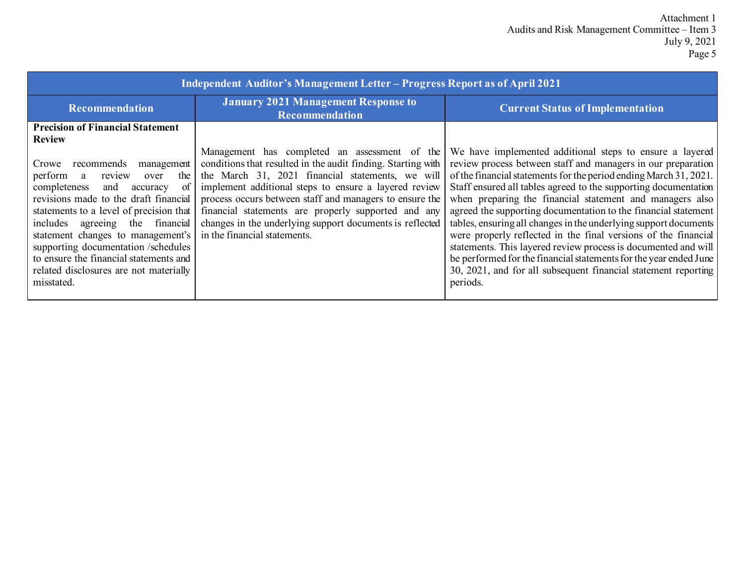| Independent Auditor's Management Letter – Progress Report as of April 2021 | | |
|---|---|---|
| **Recommendation** | **January 2021 Management Response to Recommendation** | **Current Status of Implementation** |
| **Precision of Financial Statement Review**<br><br>Crowe recommends management perform a review over the completeness and accuracy of revisions made to the draft financial statements to a level of precision that includes agreeing the financial statement changes to management's supporting documentation /schedules to ensure the financial statements and related disclosures are not materially misstated. | Management has completed an assessment of the conditions that resulted in the audit finding. Starting with the March 31, 2021 financial statements, we will implement additional steps to ensure a layered review process occurs between staff and managers to ensure the financial statements are properly supported and any changes in the underlying support documents is reflected in the financial statements. | We have implemented additional steps to ensure a layered review process between staff and managers in our preparation of the financial statements for the period ending March 31, 2021. Staff ensured all tables agreed to the supporting documentation when preparing the financial statement and managers also agreed the supporting documentation to the financial statement tables, ensuring all changes in the underlying support documents were properly reflected in the final versions of the financial statements. This layered review process is documented and will be performed for the financial statements for the year ended June 30, 2021, and for all subsequent financial statement reporting periods. |